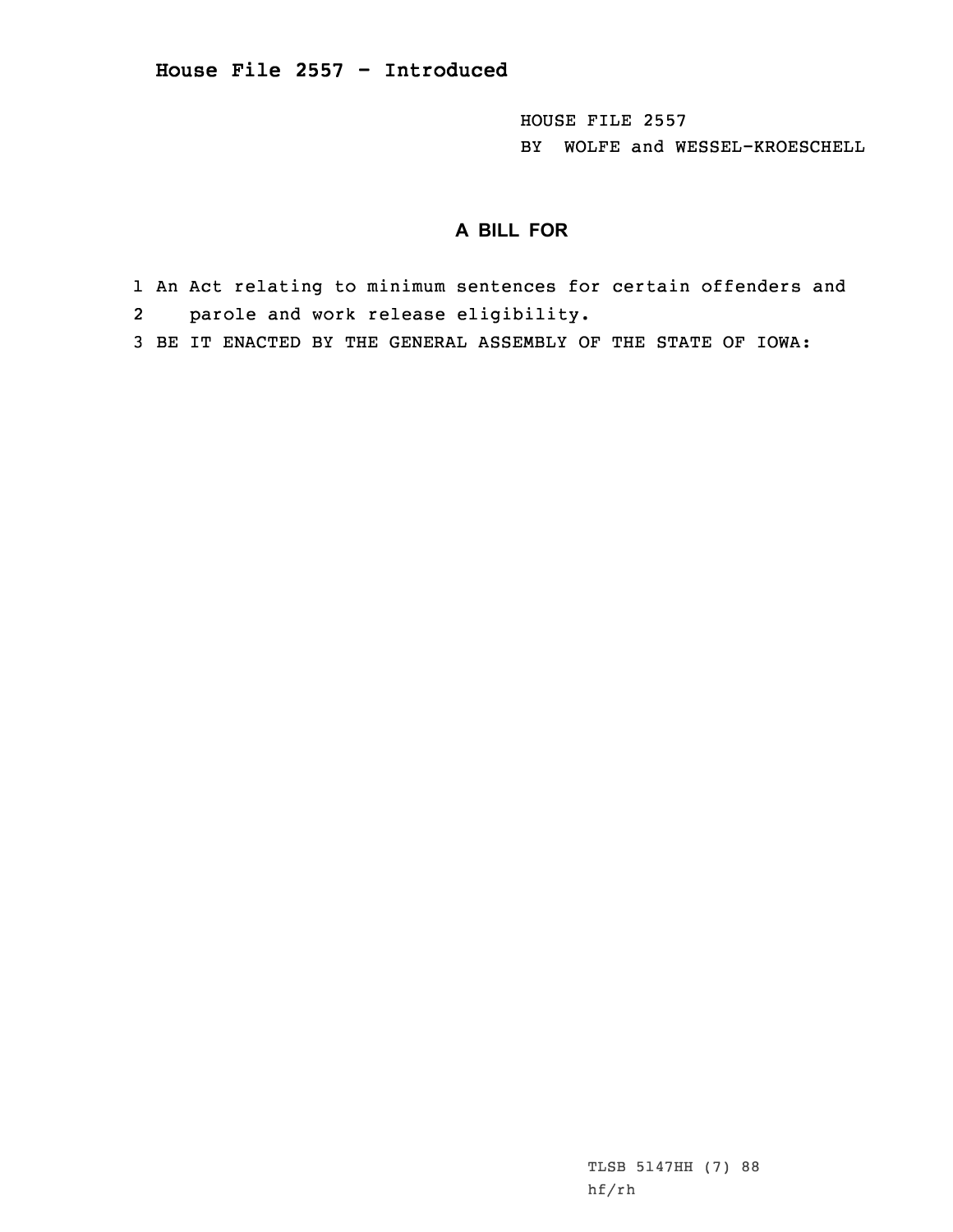**House File 2557 - Introduced**

HOUSE FILE 2557
BY WOLFE and WESSEL-KROESCHELL

## A BILL FOR

1 An Act relating to minimum sentences for certain offenders and
2 parole and work release eligibility.
3 BE IT ENACTED BY THE GENERAL ASSEMBLY OF THE STATE OF IOWA:

TLSB 5147HH (7) 88
hf/rh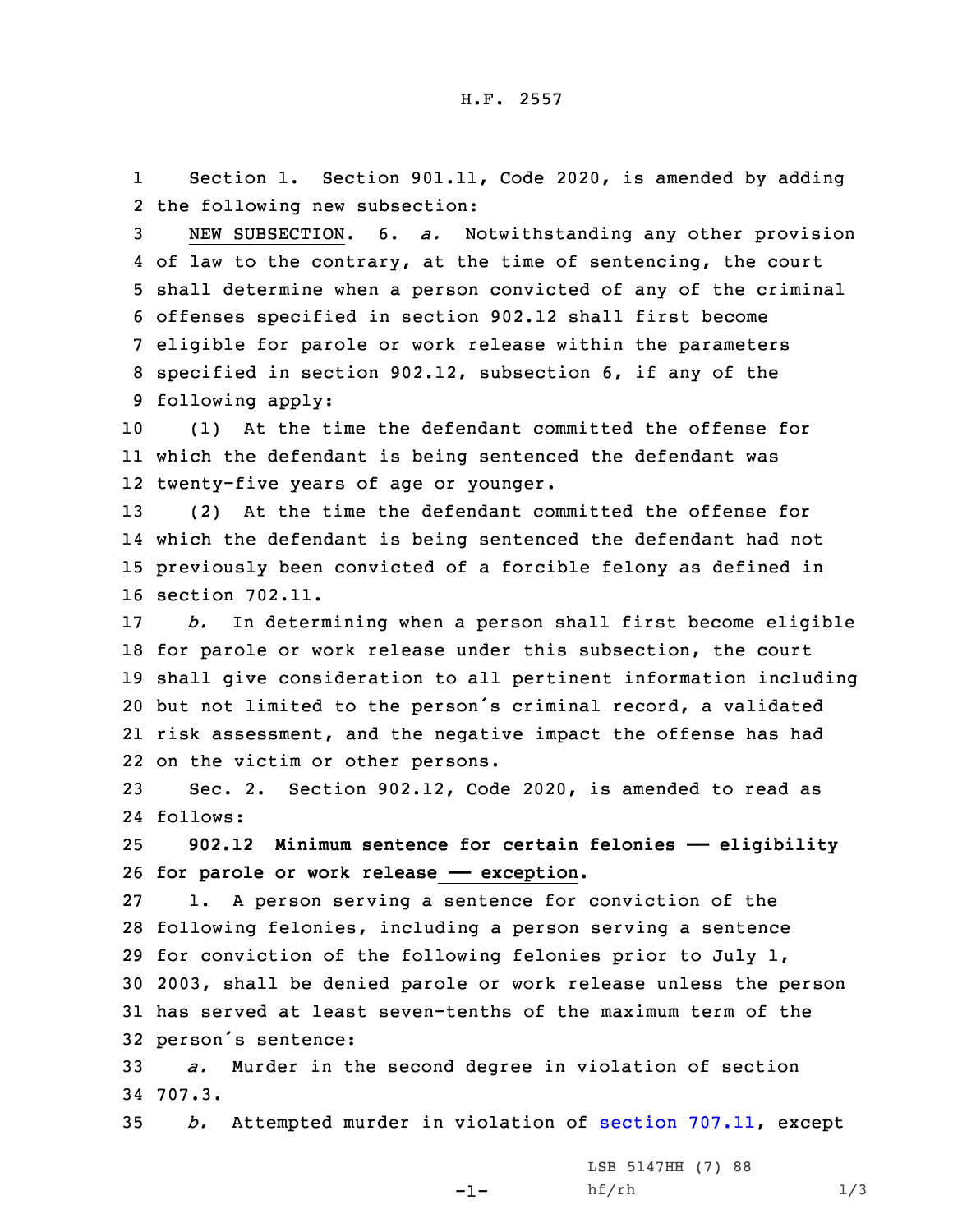Section 1. Section 901.11, Code 2020, is amended by adding the following new subsection:

NEW SUBSECTION. 6. *a.* Notwithstanding any other provision of law to the contrary, at the time of sentencing, the court shall determine when a person convicted of any of the criminal offenses specified in section 902.12 shall first become eligible for parole or work release within the parameters specified in section 902.12, subsection 6, if any of the following apply:

(1) At the time the defendant committed the offense for which the defendant is being sentenced the defendant was twenty-five years of age or younger.

(2) At the time the defendant committed the offense for which the defendant is being sentenced the defendant had not previously been convicted of a forcible felony as defined in section 702.11.

*b.* In determining when a person shall first become eligible for parole or work release under this subsection, the court shall give consideration to all pertinent information including but not limited to the person's criminal record, a validated risk assessment, and the negative impact the offense has had on the victim or other persons.

Sec. 2. Section 902.12, Code 2020, is amended to read as follows:

**902.12 Minimum sentence for certain felonies —— eligibility for parole or work release —— exception.**

1. A person serving a sentence for conviction of the following felonies, including a person serving a sentence for conviction of the following felonies prior to July 1, 2003, shall be denied parole or work release unless the person has served at least seven-tenths of the maximum term of the person's sentence:

*a.* Murder in the second degree in violation of section 707.3.

*b.* Attempted murder in violation of section 707.11, except

LSB 5147HH (7) 88
hf/rh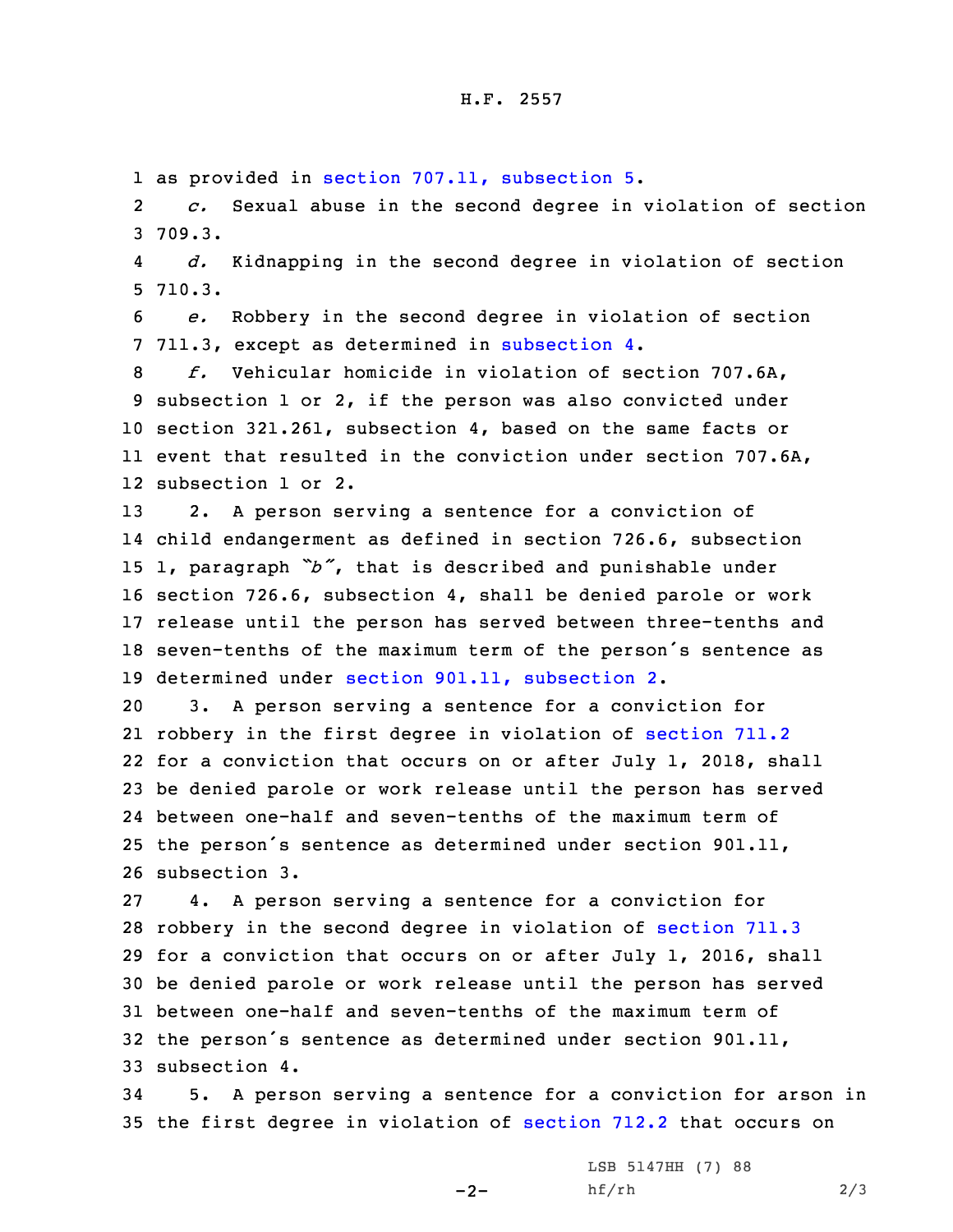as provided in section 707.11, subsection 5.

*c.* Sexual abuse in the second degree in violation of section 709.3.

*d.* Kidnapping in the second degree in violation of section 710.3.

*e.* Robbery in the second degree in violation of section 711.3, except as determined in subsection 4.

*f.* Vehicular homicide in violation of section 707.6A, subsection 1 or 2, if the person was also convicted under section 321.261, subsection 4, based on the same facts or event that resulted in the conviction under section 707.6A, subsection 1 or 2.

2. A person serving a sentence for a conviction of child endangerment as defined in section 726.6, subsection 1, paragraph *"b"*, that is described and punishable under section 726.6, subsection 4, shall be denied parole or work release until the person has served between three-tenths and seven-tenths of the maximum term of the person's sentence as determined under section 901.11, subsection 2.

3. A person serving a sentence for a conviction for robbery in the first degree in violation of section 711.2 for a conviction that occurs on or after July 1, 2018, shall be denied parole or work release until the person has served between one-half and seven-tenths of the maximum term of the person's sentence as determined under section 901.11, subsection 3.

4. A person serving a sentence for a conviction for robbery in the second degree in violation of section 711.3 for a conviction that occurs on or after July 1, 2016, shall be denied parole or work release until the person has served between one-half and seven-tenths of the maximum term of the person's sentence as determined under section 901.11, subsection 4.

5. A person serving a sentence for a conviction for arson in the first degree in violation of section 712.2 that occurs on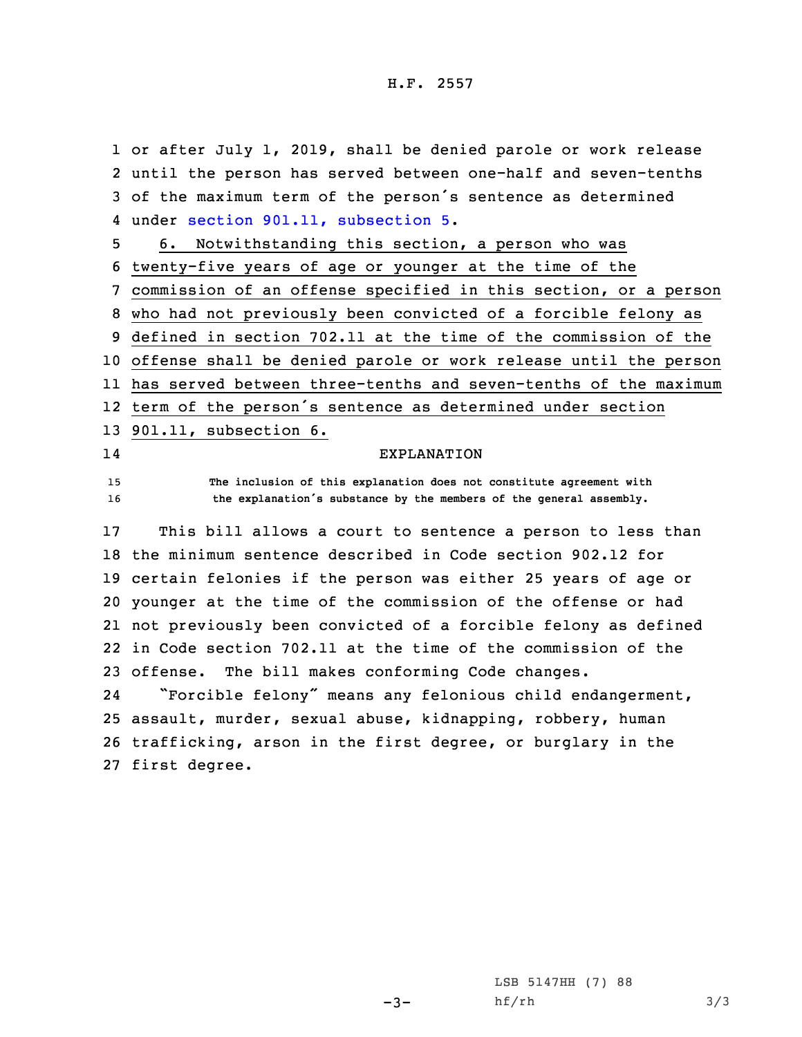or after July 1, 2019, shall be denied parole or work release until the person has served between one-half and seven-tenths of the maximum term of the person's sentence as determined under section 901.11, subsection 5.

6. Notwithstanding this section, a person who was twenty-five years of age or younger at the time of the commission of an offense specified in this section, or a person who had not previously been convicted of a forcible felony as defined in section 702.11 at the time of the commission of the offense shall be denied parole or work release until the person has served between three-tenths and seven-tenths of the maximum term of the person's sentence as determined under section 901.11, subsection 6.

EXPLANATION

**The inclusion of this explanation does not constitute agreement with the explanation's substance by the members of the general assembly.**

This bill allows a court to sentence a person to less than the minimum sentence described in Code section 902.12 for certain felonies if the person was either 25 years of age or younger at the time of the commission of the offense or had not previously been convicted of a forcible felony as defined in Code section 702.11 at the time of the commission of the offense. The bill makes conforming Code changes.

"Forcible felony" means any felonious child endangerment, assault, murder, sexual abuse, kidnapping, robbery, human trafficking, arson in the first degree, or burglary in the first degree.

LSB 5147HH (7) 88
hf/rh